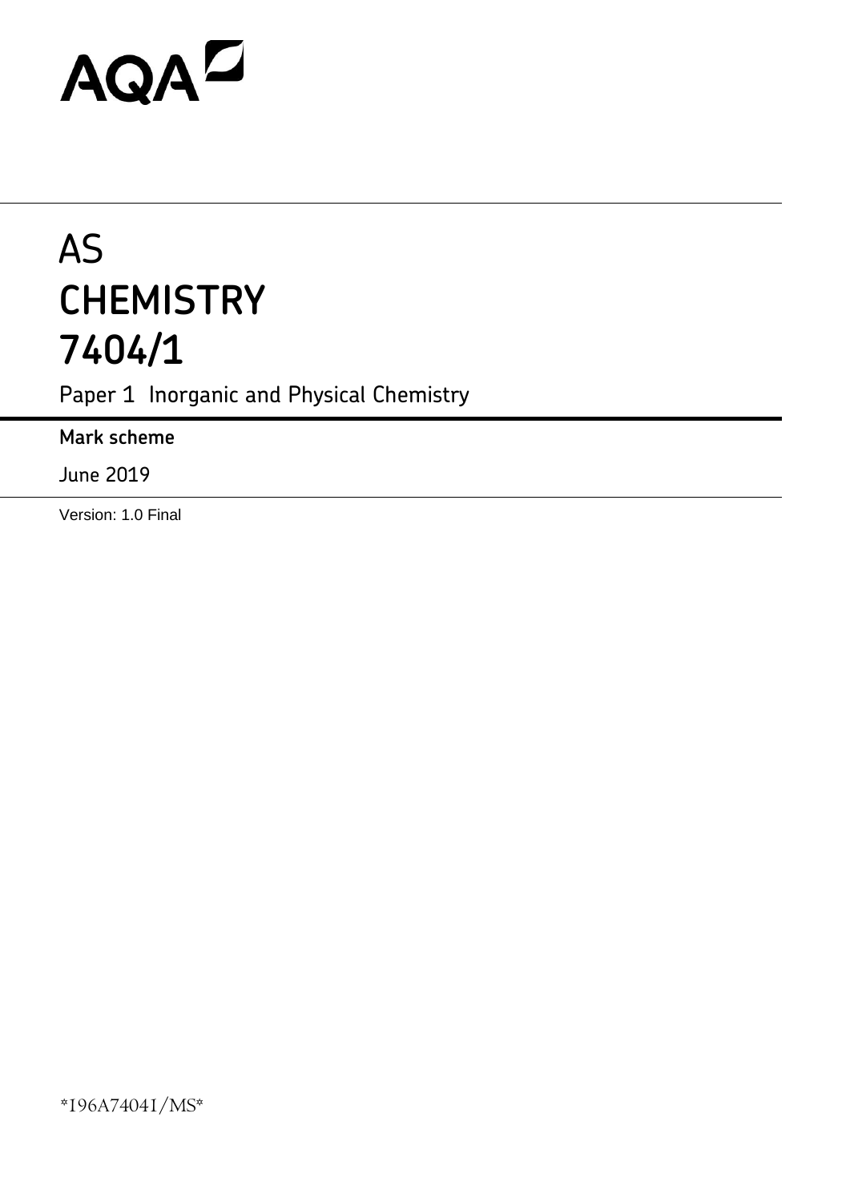AQA

# AS
# CHEMISTRY
# 7404/1

Paper 1 Inorganic and Physical Chemistry

**Mark scheme**

June 2019

Version: 1.0 Final

*196A74041/MS*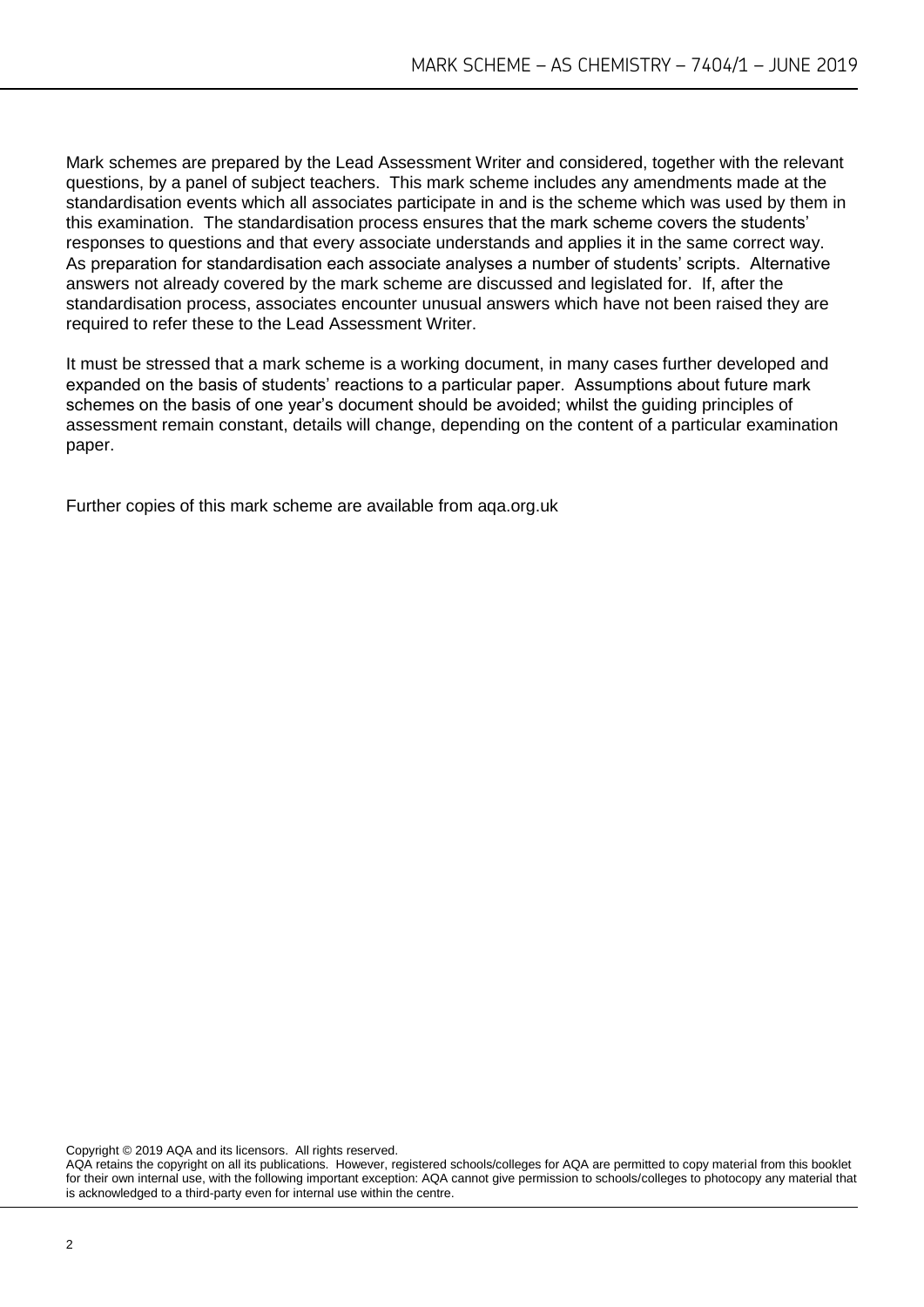Mark schemes are prepared by the Lead Assessment Writer and considered, together with the relevant questions, by a panel of subject teachers. This mark scheme includes any amendments made at the standardisation events which all associates participate in and is the scheme which was used by them in this examination. The standardisation process ensures that the mark scheme covers the students' responses to questions and that every associate understands and applies it in the same correct way. As preparation for standardisation each associate analyses a number of students' scripts. Alternative answers not already covered by the mark scheme are discussed and legislated for. If, after the standardisation process, associates encounter unusual answers which have not been raised they are required to refer these to the Lead Assessment Writer.

It must be stressed that a mark scheme is a working document, in many cases further developed and expanded on the basis of students' reactions to a particular paper. Assumptions about future mark schemes on the basis of one year's document should be avoided; whilst the guiding principles of assessment remain constant, details will change, depending on the content of a particular examination paper.

Further copies of this mark scheme are available from aqa.org.uk

Copyright © 2019 AQA and its licensors. All rights reserved.
AQA retains the copyright on all its publications. However, registered schools/colleges for AQA are permitted to copy material from this booklet for their own internal use, with the following important exception: AQA cannot give permission to schools/colleges to photocopy any material that is acknowledged to a third-party even for internal use within the centre.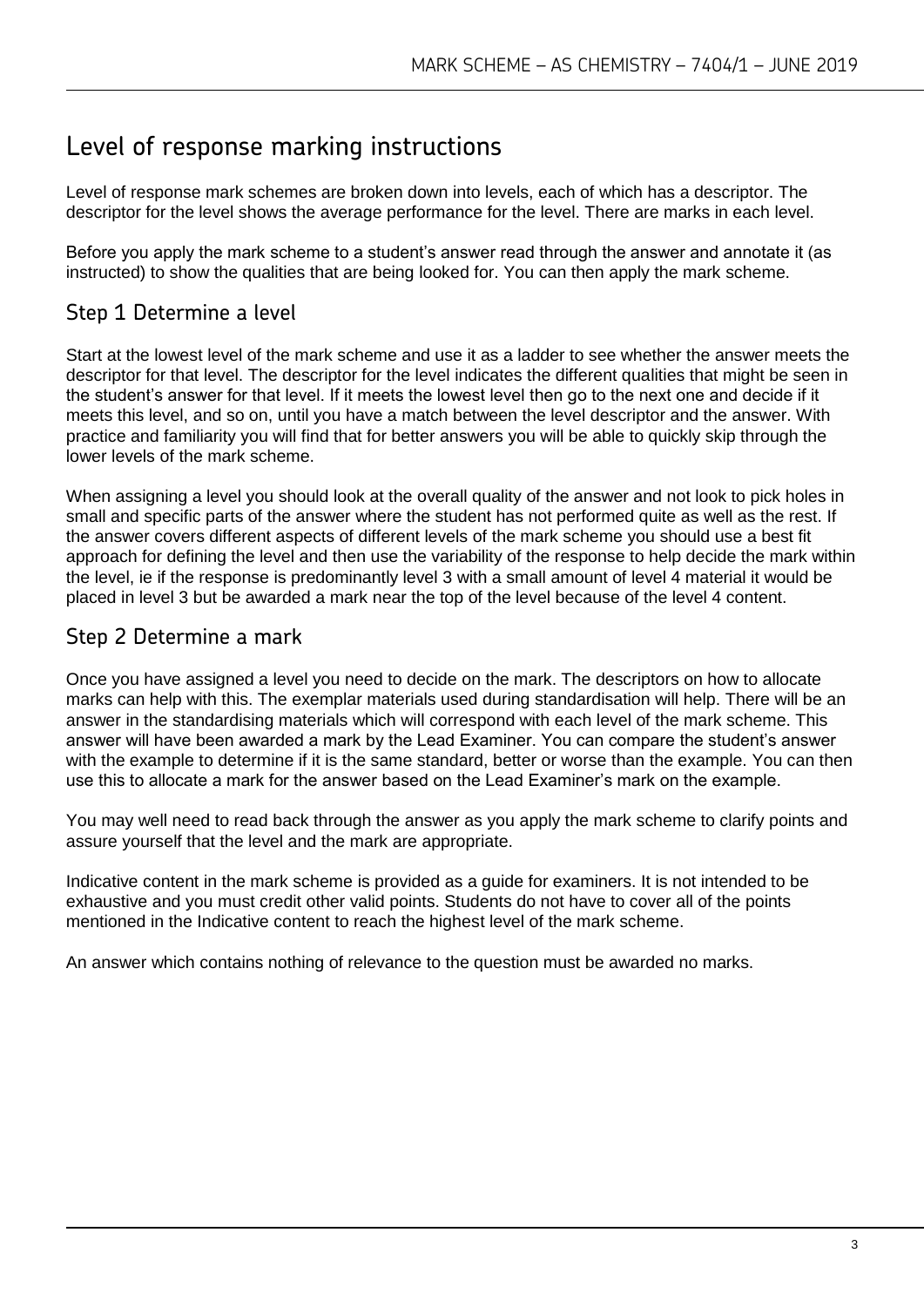# Level of response marking instructions

Level of response mark schemes are broken down into levels, each of which has a descriptor. The descriptor for the level shows the average performance for the level. There are marks in each level.

Before you apply the mark scheme to a student's answer read through the answer and annotate it (as instructed) to show the qualities that are being looked for. You can then apply the mark scheme.

## Step 1 Determine a level

Start at the lowest level of the mark scheme and use it as a ladder to see whether the answer meets the descriptor for that level. The descriptor for the level indicates the different qualities that might be seen in the student's answer for that level. If it meets the lowest level then go to the next one and decide if it meets this level, and so on, until you have a match between the level descriptor and the answer. With practice and familiarity you will find that for better answers you will be able to quickly skip through the lower levels of the mark scheme.

When assigning a level you should look at the overall quality of the answer and not look to pick holes in small and specific parts of the answer where the student has not performed quite as well as the rest. If the answer covers different aspects of different levels of the mark scheme you should use a best fit approach for defining the level and then use the variability of the response to help decide the mark within the level, ie if the response is predominantly level 3 with a small amount of level 4 material it would be placed in level 3 but be awarded a mark near the top of the level because of the level 4 content.

## Step 2 Determine a mark

Once you have assigned a level you need to decide on the mark. The descriptors on how to allocate marks can help with this. The exemplar materials used during standardisation will help. There will be an answer in the standardising materials which will correspond with each level of the mark scheme. This answer will have been awarded a mark by the Lead Examiner. You can compare the student's answer with the example to determine if it is the same standard, better or worse than the example. You can then use this to allocate a mark for the answer based on the Lead Examiner's mark on the example.

You may well need to read back through the answer as you apply the mark scheme to clarify points and assure yourself that the level and the mark are appropriate.

Indicative content in the mark scheme is provided as a guide for examiners. It is not intended to be exhaustive and you must credit other valid points. Students do not have to cover all of the points mentioned in the Indicative content to reach the highest level of the mark scheme.

An answer which contains nothing of relevance to the question must be awarded no marks.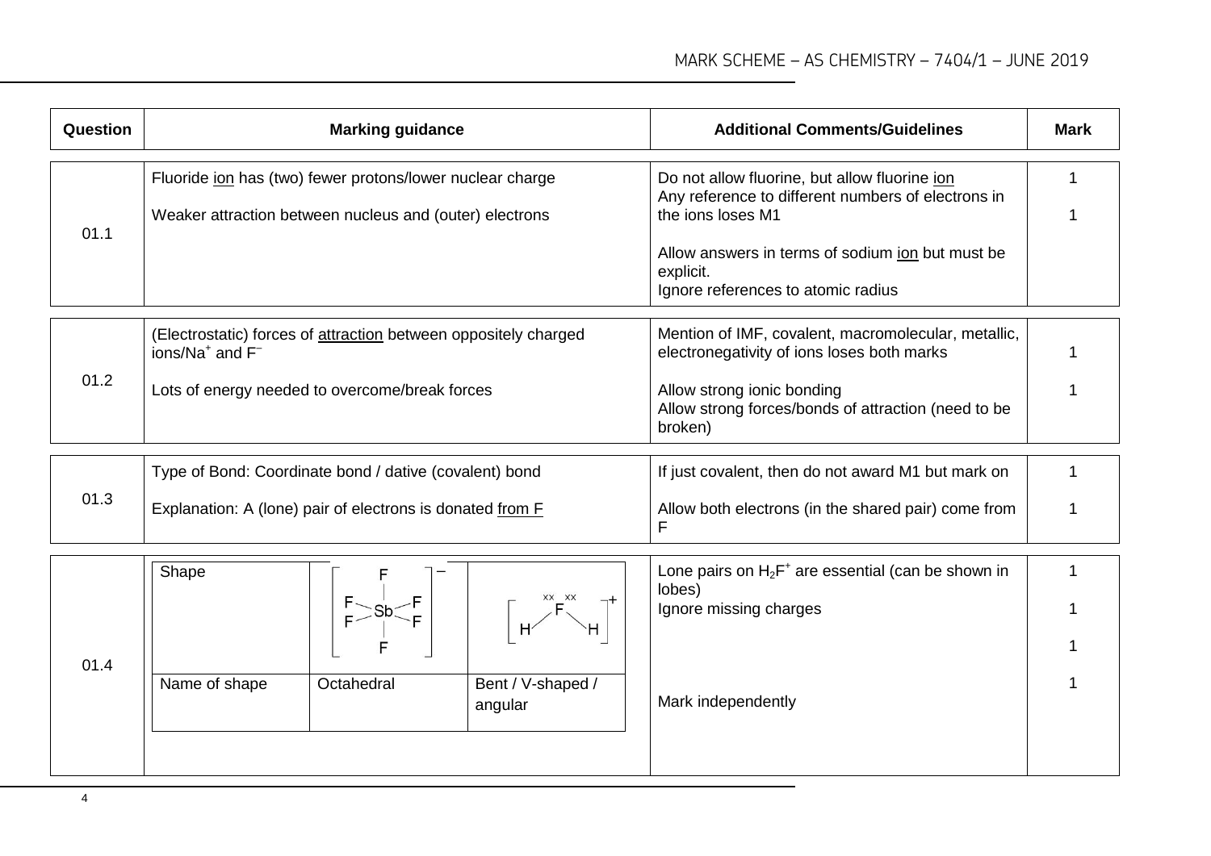| Question | Marking guidance | Additional Comments/Guidelines | Mark |
|---|---|---|---|
| 01.1 | Fluoride ion has (two) fewer protons/lower nuclear charge<br><br>Weaker attraction between nucleus and (outer) electrons | Do not allow fluorine, but allow fluorine ion<br>Any reference to different numbers of electrons in the ions loses M1<br><br>Allow answers in terms of sodium ion but must be explicit.<br>Ignore references to atomic radius | 1<br><br>1 |
| 01.2 | (Electrostatic) forces of attraction between oppositely charged ions/$Na^+$ and $F^-$<br><br>Lots of energy needed to overcome/break forces | Mention of IMF, covalent, macromolecular, metallic, electronegativity of ions loses both marks<br><br>Allow strong ionic bonding<br>Allow strong forces/bonds of attraction (need to be broken) | 1<br><br>1 |
| 01.3 | Type of Bond: Coordinate bond / dative (covalent) bond<br><br>Explanation: A (lone) pair of electrons is donated from F | If just covalent, then do not award M1 but mark on<br><br>Allow both electrons (in the shared pair) come from F | 1<br><br>1 |
| 01.4 | Shape: $[SbF_6]^-$ drawn with Sb centre and six F atoms (octahedral); $[H_2F]^+$ drawn with F centre, two H atoms and two lone pairs (xx xx) (bent)<br><br>Name of shape: Octahedral; Bent / V-shaped / angular | Lone pairs on $H_2F^+$ are essential (can be shown in lobes)<br>Ignore missing charges<br><br>Mark independently | 1<br>1<br>1<br>1 |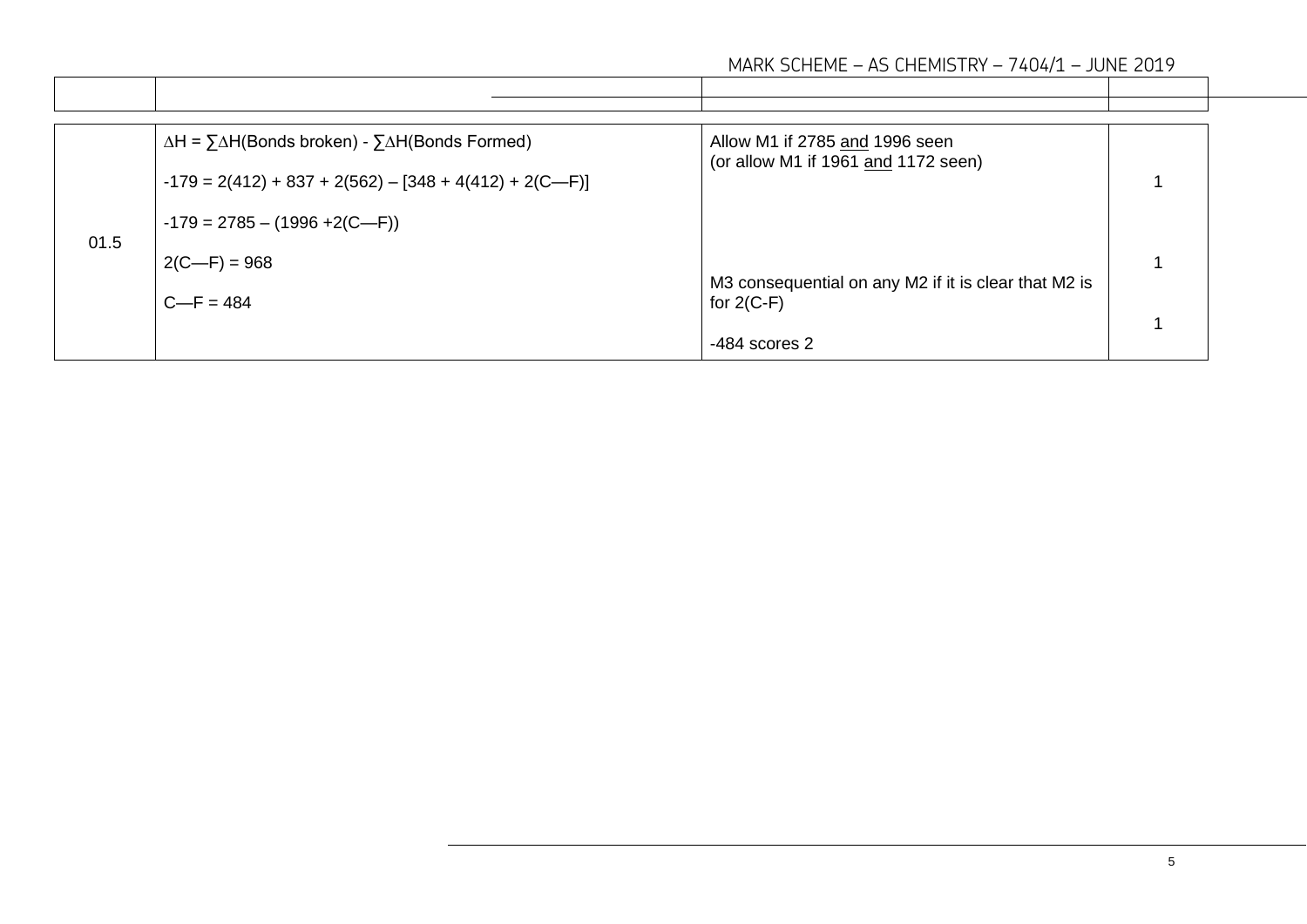| Question | Answers | Additional comments/Guidelines | Mark |
|---|---|---|---|
| 01.5 | $\Delta H = \sum \Delta H$(Bonds broken) - $\sum \Delta H$(Bonds Formed)<br><br>$-179 = 2(412) + 837 + 2(562) – [348 + 4(412) + 2(C—F)]$<br><br>$-179 = 2785 – (1996 + 2(C—F))$<br><br>$2(C—F) = 968$<br><br>$C—F = 484$ | Allow M1 if 2785 <u>and</u> 1996 seen<br>(or allow M1 if 1961 <u>and</u> 1172 seen)<br><br>M3 consequential on any M2 if it is clear that M2 is for 2(C-F)<br><br>-484 scores 2 | 1<br><br>1<br><br>1 |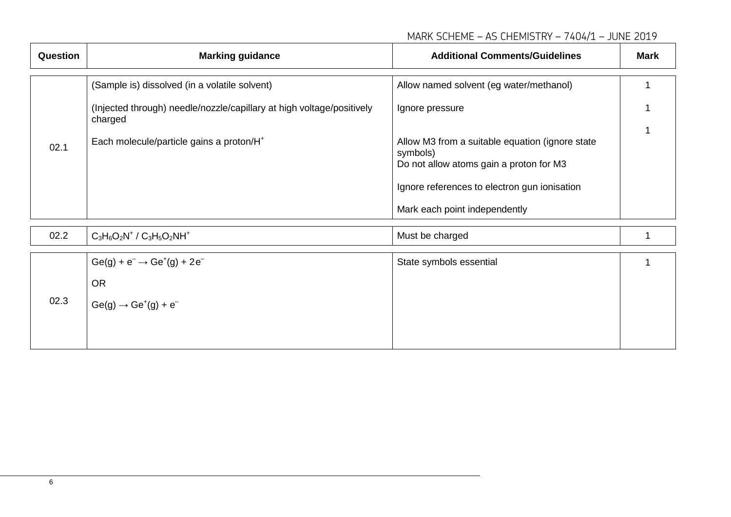| Question | Marking guidance | Additional Comments/Guidelines | Mark |
|---|---|---|---|
| 02.1 | (Sample is) dissolved (in a volatile solvent)<br><br>(Injected through) needle/nozzle/capillary at high voltage/positively charged<br><br>Each molecule/particle gains a proton/$H^+$ | Allow named solvent (eg water/methanol)<br><br>Ignore pressure<br><br>Allow M3 from a suitable equation (ignore state symbols)<br>Do not allow atoms gain a proton for M3<br><br>Ignore references to electron gun ionisation<br><br>Mark each point independently | 1<br><br>1<br><br>1 |
| 02.2 | $C_3H_6O_2N^+$ / $C_3H_5O_2NH^+$ | Must be charged | 1 |
| 02.3 | $Ge(g) + e^- \rightarrow Ge^+(g) + 2e^-$<br><br>OR<br><br>$Ge(g) \rightarrow Ge^+(g) + e^-$ | State symbols essential | 1 |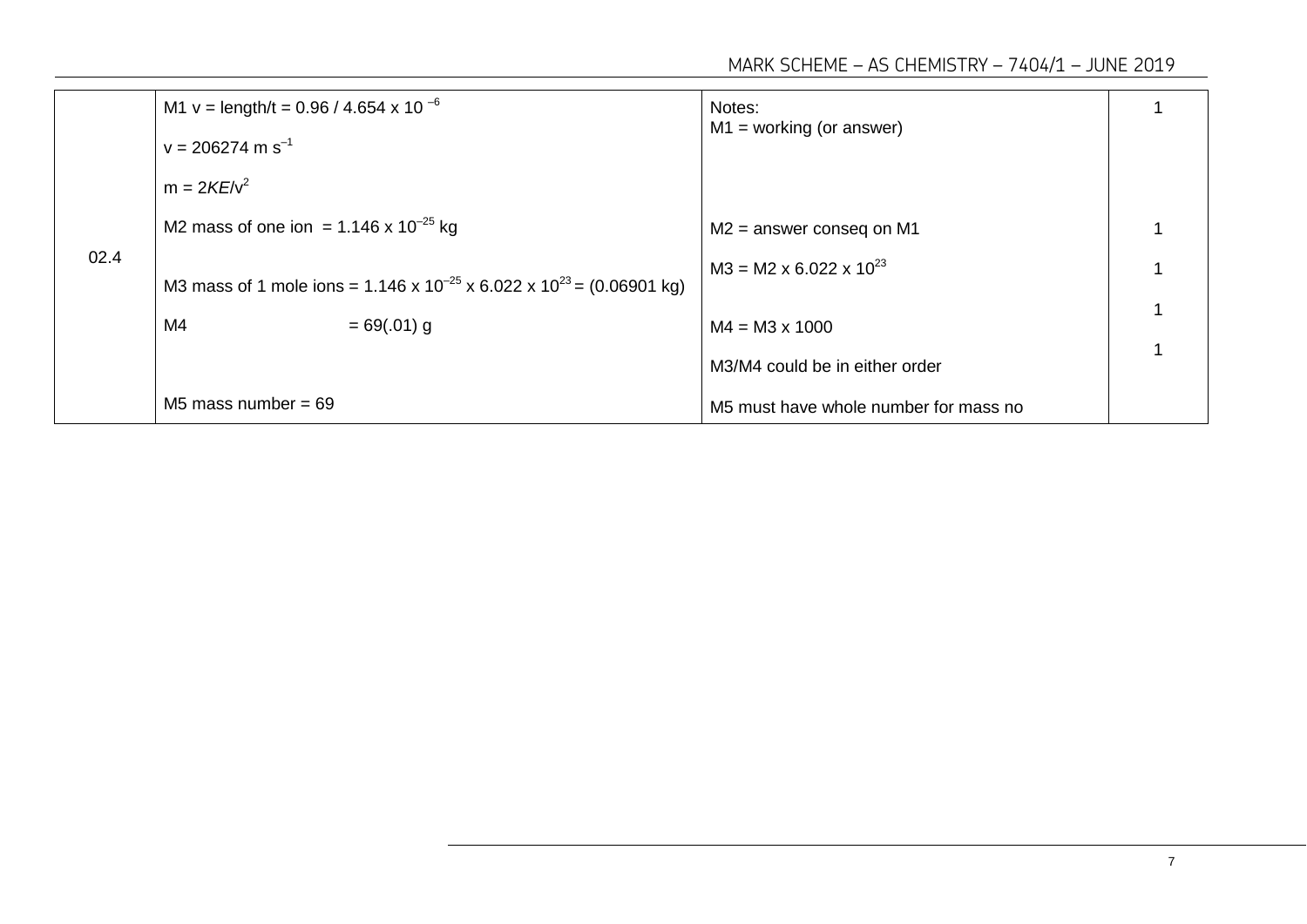| Question | Answers | Additional comments/Guidelines | Mark |
|---|---|---|---|
| 02.4 | M1 $v = length/t = 0.96 / 4.654 \times 10^{-6}$ <br> $v = 206274\ m\ s^{-1}$ <br> $m = 2KE/v^2$ | Notes: <br> M1 = working (or answer) | 1 |
| | M2 mass of one ion $= 1.146 \times 10^{-25}$ kg | M2 = answer conseq on M1 | 1 |
| | M3 mass of 1 mole ions $= 1.146 \times 10^{-25} \times 6.022 \times 10^{23} = (0.06901\ kg)$ | M3 = M2 x $6.022 \times 10^{23}$ | 1 |
| | M4 = 69(.01) g | M4 = M3 x 1000 <br> M3/M4 could be in either order | 1 |
| | M5 mass number = 69 | M5 must have whole number for mass no | 1 |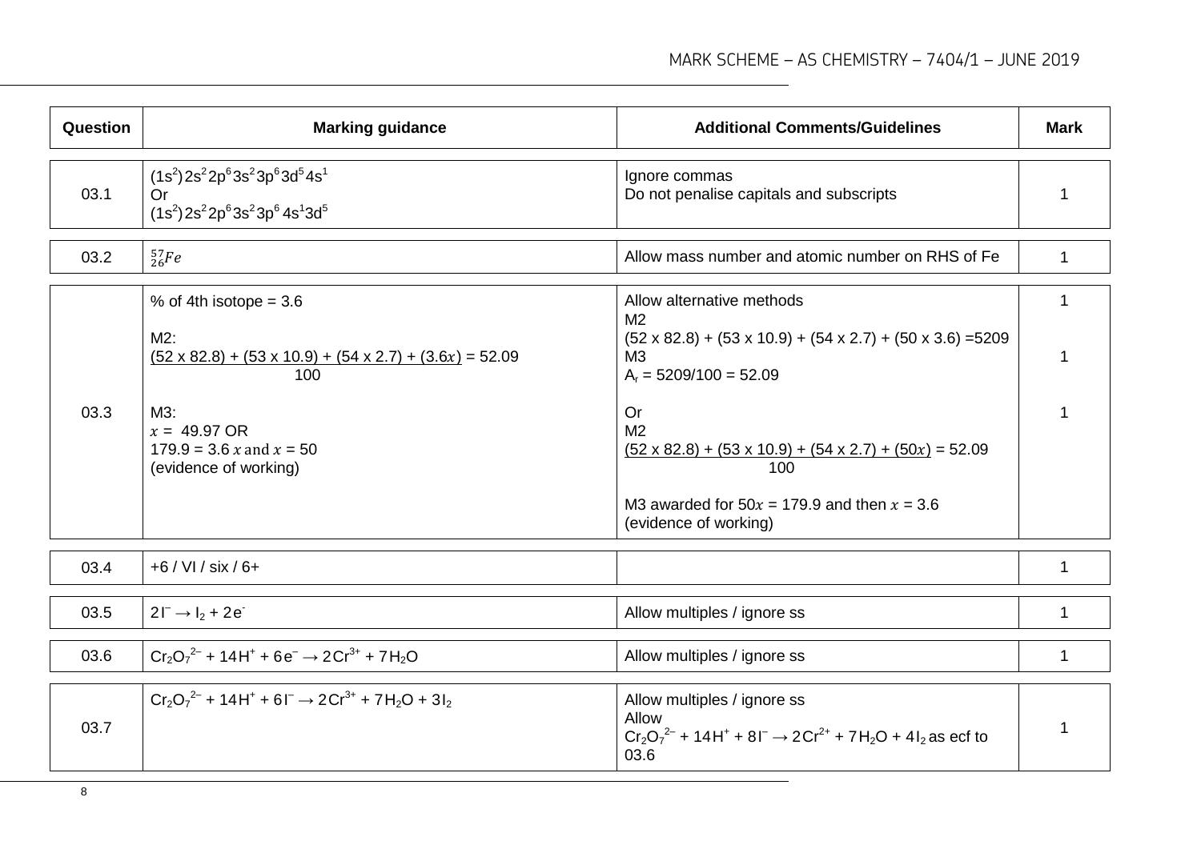| Question | Marking guidance | Additional Comments/Guidelines | Mark |
|---|---|---|---|
| 03.1 | $(1s^2)2s^22p^63s^23p^63d^54s^1$ <br> Or <br> $(1s^2)2s^22p^63s^23p^64s^13d^5$ | Ignore commas <br> Do not penalise capitals and subscripts | 1 |
| 03.2 | $^{57}_{26}Fe$ | Allow mass number and atomic number on RHS of Fe | 1 |
| 03.3 | % of 4th isotope = 3.6 <br><br> M2: <br> $\frac{(52 \times 82.8) + (53 \times 10.9) + (54 \times 2.7) + (3.6x)}{100} = 52.09$ <br><br> M3: <br> $x$ = 49.97 OR <br> 179.9 = 3.6 $x$ and $x$ = 50 <br> (evidence of working) | Allow alternative methods <br> M2 <br> (52 x 82.8) + (53 x 10.9) + (54 x 2.7) + (50 x 3.6) =5209 <br> M3 <br> $A_r$ = 5209/100 = 52.09 <br><br> Or <br> M2 <br> $\frac{(52 \times 82.8) + (53 \times 10.9) + (54 \times 2.7) + (50x)}{100} = 52.09$ <br><br> M3 awarded for 50$x$ = 179.9 and then $x$ = 3.6 <br> (evidence of working) | 1 <br><br> 1 <br><br> 1 |
| 03.4 | +6 / VI / six / 6+ | | 1 |
| 03.5 | $2I^- \rightarrow I_2 + 2e^-$ | Allow multiples / ignore ss | 1 |
| 03.6 | $Cr_2O_7^{2-} + 14H^+ + 6e^- \rightarrow 2Cr^{3+} + 7H_2O$ | Allow multiples / ignore ss | 1 |
| 03.7 | $Cr_2O_7^{2-} + 14H^+ + 6I^- \rightarrow 2Cr^{3+} + 7H_2O + 3I_2$ | Allow multiples / ignore ss <br> Allow <br> $Cr_2O_7^{2-} + 14H^+ + 8I^- \rightarrow 2Cr^{2+} + 7H_2O + 4I_2$ as ecf to 03.6 | 1 |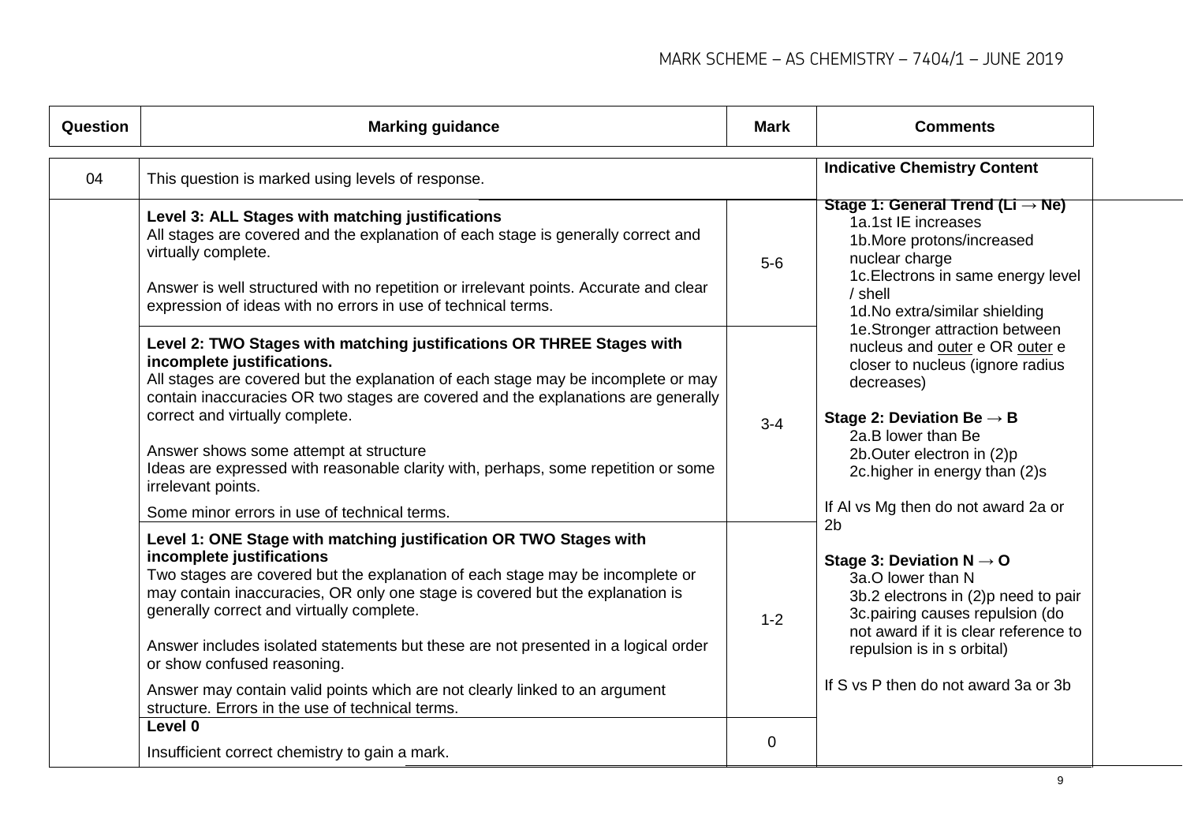| Question | Marking guidance | Mark | Comments |
|---|---|---|---|
| 04 | This question is marked using levels of response. | | **Indicative Chemistry Content** |
| | **Level 3: ALL Stages with matching justifications**<br>All stages are covered and the explanation of each stage is generally correct and virtually complete.<br><br>Answer is well structured with no repetition or irrelevant points. Accurate and clear expression of ideas with no errors in use of technical terms. | 5-6 | **Stage 1: General Trend (Li → Ne)**<br>1a.1st IE increases<br>1b.More protons/increased nuclear charge<br>1c.Electrons in same energy level / shell<br>1d.No extra/similar shielding<br>1e.Stronger attraction between nucleus and <u>outer</u> e OR <u>outer</u> e closer to nucleus (ignore radius decreases)<br><br>**Stage 2: Deviation Be → B**<br>2a.B lower than Be<br>2b.Outer electron in (2)p<br>2c.higher in energy than (2)s<br><br>If Al vs Mg then do not award 2a or 2b<br><br>**Stage 3: Deviation N → O**<br>3a.O lower than N<br>3b.2 electrons in (2)p need to pair<br>3c.pairing causes repulsion (do not award if it is clear reference to repulsion is in s orbital)<br><br>If S vs P then do not award 3a or 3b |
| | **Level 2: TWO Stages with matching justifications OR THREE Stages with incomplete justifications.**<br>All stages are covered but the explanation of each stage may be incomplete or may contain inaccuracies OR two stages are covered and the explanations are generally correct and virtually complete.<br><br>Answer shows some attempt at structure<br>Ideas are expressed with reasonable clarity with, perhaps, some repetition or some irrelevant points.<br><br>Some minor errors in use of technical terms. | 3-4 | |
| | **Level 1: ONE Stage with matching justification OR TWO Stages with incomplete justifications**<br>Two stages are covered but the explanation of each stage may be incomplete or may contain inaccuracies, OR only one stage is covered but the explanation is generally correct and virtually complete.<br><br>Answer includes isolated statements but these are not presented in a logical order or show confused reasoning.<br><br>Answer may contain valid points which are not clearly linked to an argument structure. Errors in the use of technical terms. | 1-2 | |
| | **Level 0**<br>Insufficient correct chemistry to gain a mark. | 0 | |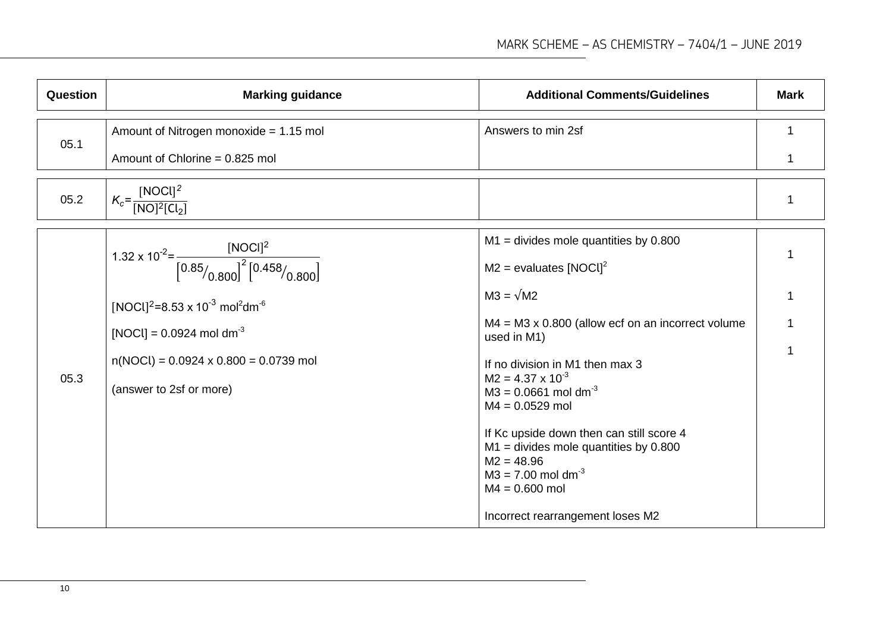| Question | Marking guidance | Additional Comments/Guidelines | Mark |
|---|---|---|---|
| 05.1 | Amount of Nitrogen monoxide = 1.15 mol<br><br>Amount of Chlorine = 0.825 mol | Answers to min 2sf | 1<br><br>1 |
| 05.2 | $K_c = \frac{[NOCl]^2}{[NO]^2[Cl_2]}$ | | 1 |
| 05.3 | $1.32 \times 10^{-2} = \frac{[NOCl]^2}{\left[{}^{0.85}/_{0.800}\right]^2 \left[{}^{0.458}/_{0.800}\right]}$<br><br>$[NOCl]^2 = 8.53 \times 10^{-3}$ mol$^2$dm$^{-6}$<br><br>$[NOCl] = 0.0924$ mol dm$^{-3}$<br><br>$n(NOCl) = 0.0924 \times 0.800 = 0.0739$ mol<br><br>(answer to 2sf or more) | M1 = divides mole quantities by 0.800<br><br>M2 = evaluates $[NOCl]^2$<br><br>M3 = $\sqrt{M2}$<br><br>M4 = M3 x 0.800 (allow ecf on an incorrect volume used in M1)<br><br>If no division in M1 then max 3<br>M2 = $4.37 \times 10^{-3}$<br>M3 = 0.0661 mol dm$^{-3}$<br>M4 = 0.0529 mol<br><br>If Kc upside down then can still score 4<br>M1 = divides mole quantities by 0.800<br>M2 = 48.96<br>M3 = 7.00 mol dm$^{-3}$<br>M4 = 0.600 mol<br><br>Incorrect rearrangement loses M2 | 1<br><br>1<br><br>1<br><br>1 |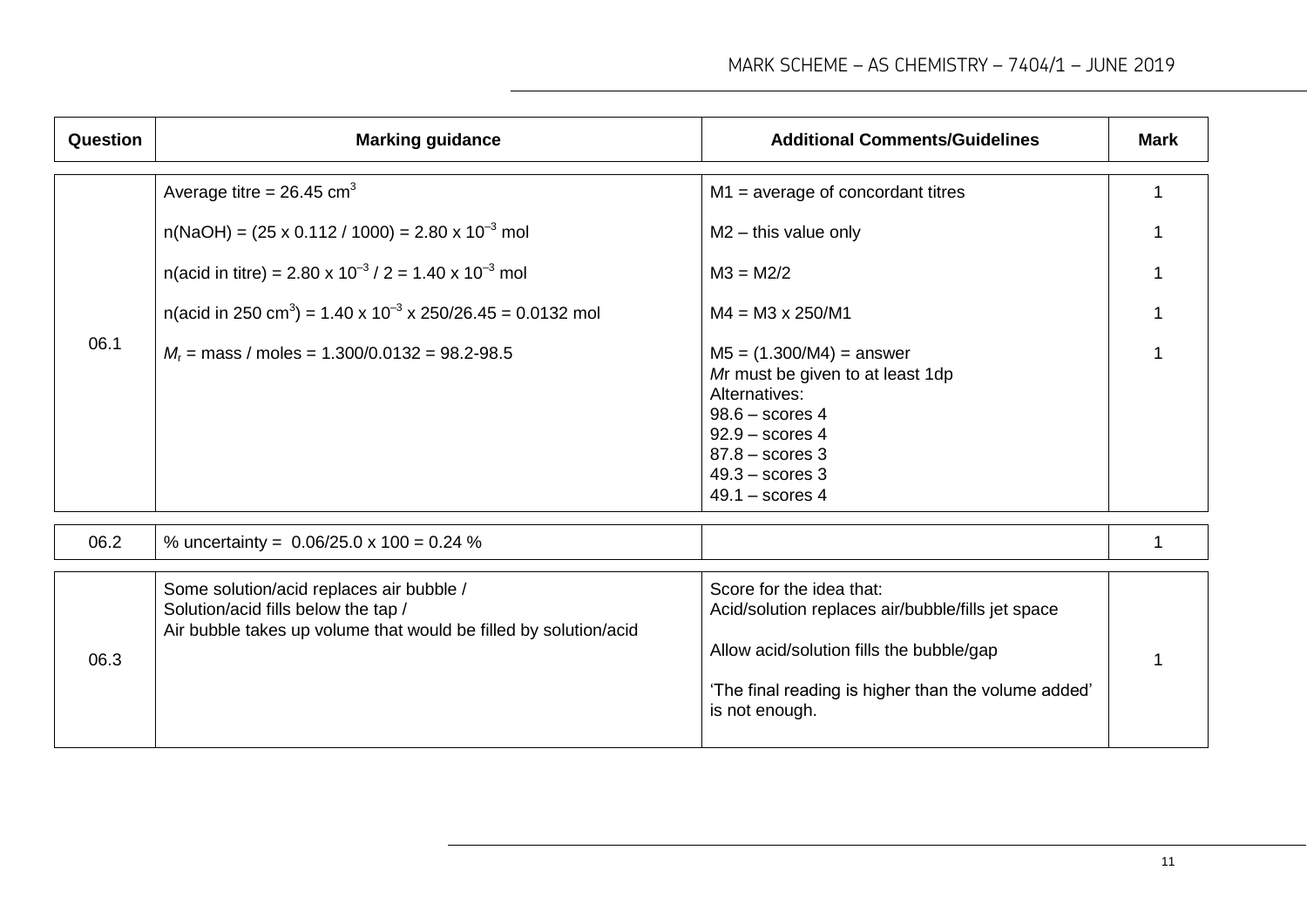| Question | Marking guidance | Additional Comments/Guidelines | Mark |
|---|---|---|---|
| 06.1 | Average titre = 26.45 $cm^3$ | M1 = average of concordant titres | 1 |
| | n(NaOH) = (25 x 0.112 / 1000) = 2.80 x $10^{-3}$ mol | M2 – this value only | 1 |
| | n(acid in titre) = 2.80 x $10^{-3}$ / 2 = 1.40 x $10^{-3}$ mol | M3 = M2/2 | 1 |
| | n(acid in 250 $cm^3$) = 1.40 x $10^{-3}$ x 250/26.45 = 0.0132 mol | M4 = M3 x 250/M1 | 1 |
| | $M_r$ = mass / moles = 1.300/0.0132 = 98.2-98.5 | M5 = (1.300/M4) = answer<br>*M*r must be given to at least 1dp<br>Alternatives:<br>98.6 – scores 4<br>92.9 – scores 4<br>87.8 – scores 3<br>49.3 – scores 3<br>49.1 – scores 4 | 1 |
| 06.2 | % uncertainty = 0.06/25.0 x 100 = 0.24 % | | 1 |
| 06.3 | Some solution/acid replaces air bubble /<br>Solution/acid fills below the tap /<br>Air bubble takes up volume that would be filled by solution/acid | Score for the idea that:<br>Acid/solution replaces air/bubble/fills jet space<br><br>Allow acid/solution fills the bubble/gap<br><br>'The final reading is higher than the volume added' is not enough. | 1 |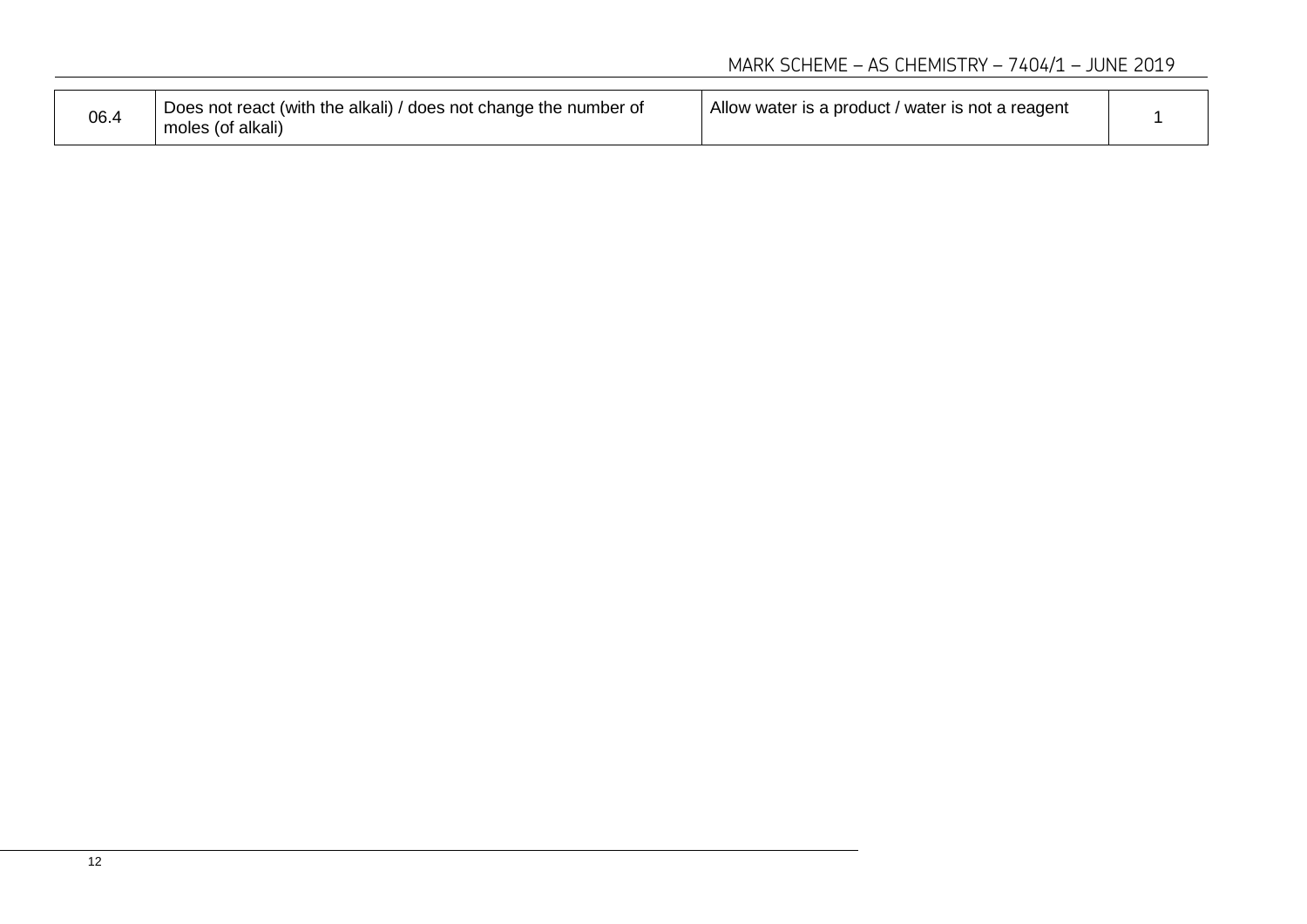| 06.4 | Does not react (with the alkali) / does not change the number of moles (of alkali) | Allow water is a product / water is not a reagent | 1 |
|---|---|---|---|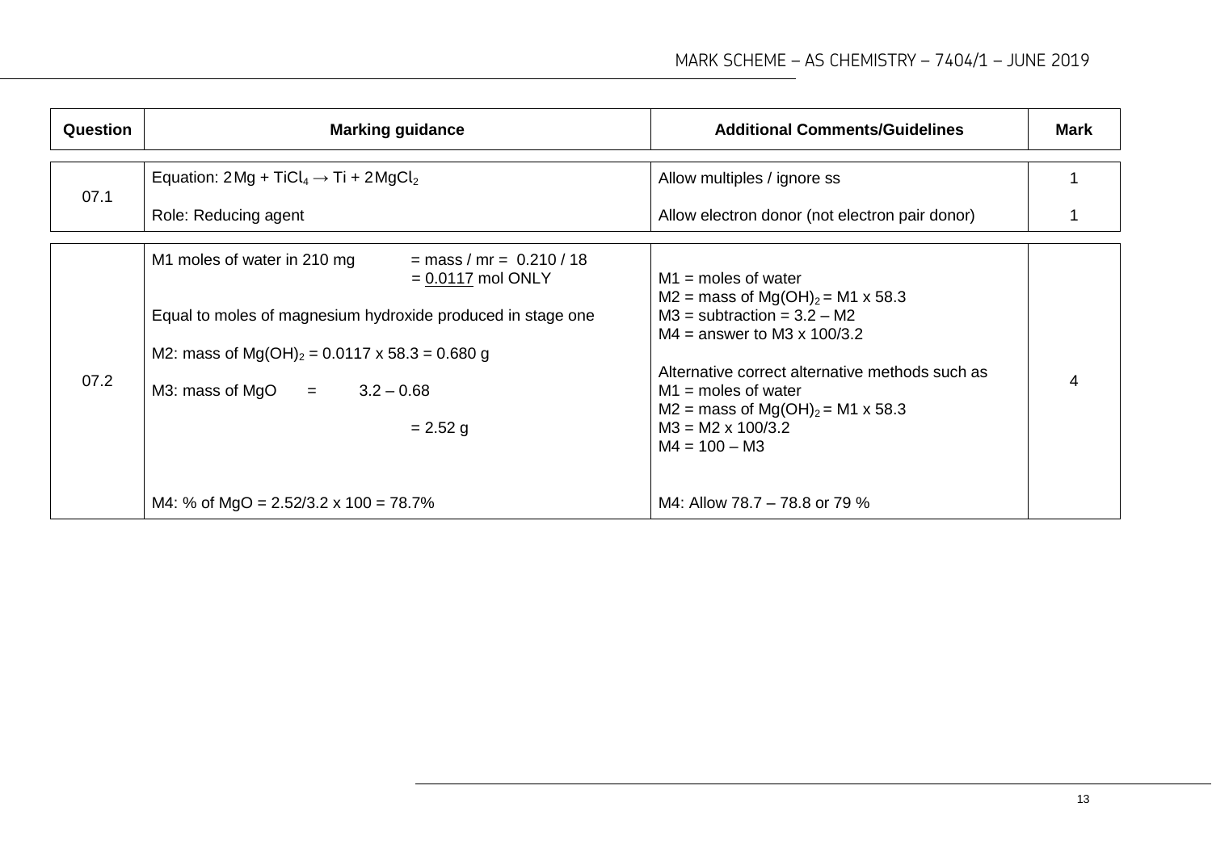| Question | Marking guidance | Additional Comments/Guidelines | Mark |
|---|---|---|---|
| 07.1 | Equation: $2Mg + TiCl_4 \rightarrow Ti + 2MgCl_2$ | Allow multiples / ignore ss | 1 |
| | Role: Reducing agent | Allow electron donor (not electron pair donor) | 1 |
| 07.2 | M1 moles of water in 210 mg = mass / mr = 0.210 / 18 = <u>0.0117</u> mol ONLY<br><br>Equal to moles of magnesium hydroxide produced in stage one<br><br>M2: mass of $Mg(OH)_2$ = 0.0117 x 58.3 = 0.680 g<br><br>M3: mass of MgO = 3.2 – 0.68<br>= 2.52 g<br><br>M4: % of MgO = 2.52/3.2 x 100 = 78.7% | M1 = moles of water<br>M2 = mass of $Mg(OH)_2$ = M1 x 58.3<br>M3 = subtraction = 3.2 – M2<br>M4 = answer to M3 x 100/3.2<br><br>Alternative correct alternative methods such as<br>M1 = moles of water<br>M2 = mass of $Mg(OH)_2$ = M1 x 58.3<br>M3 = M2 x 100/3.2<br>M4 = 100 – M3<br><br>M4: Allow 78.7 – 78.8 or 79 % | 4 |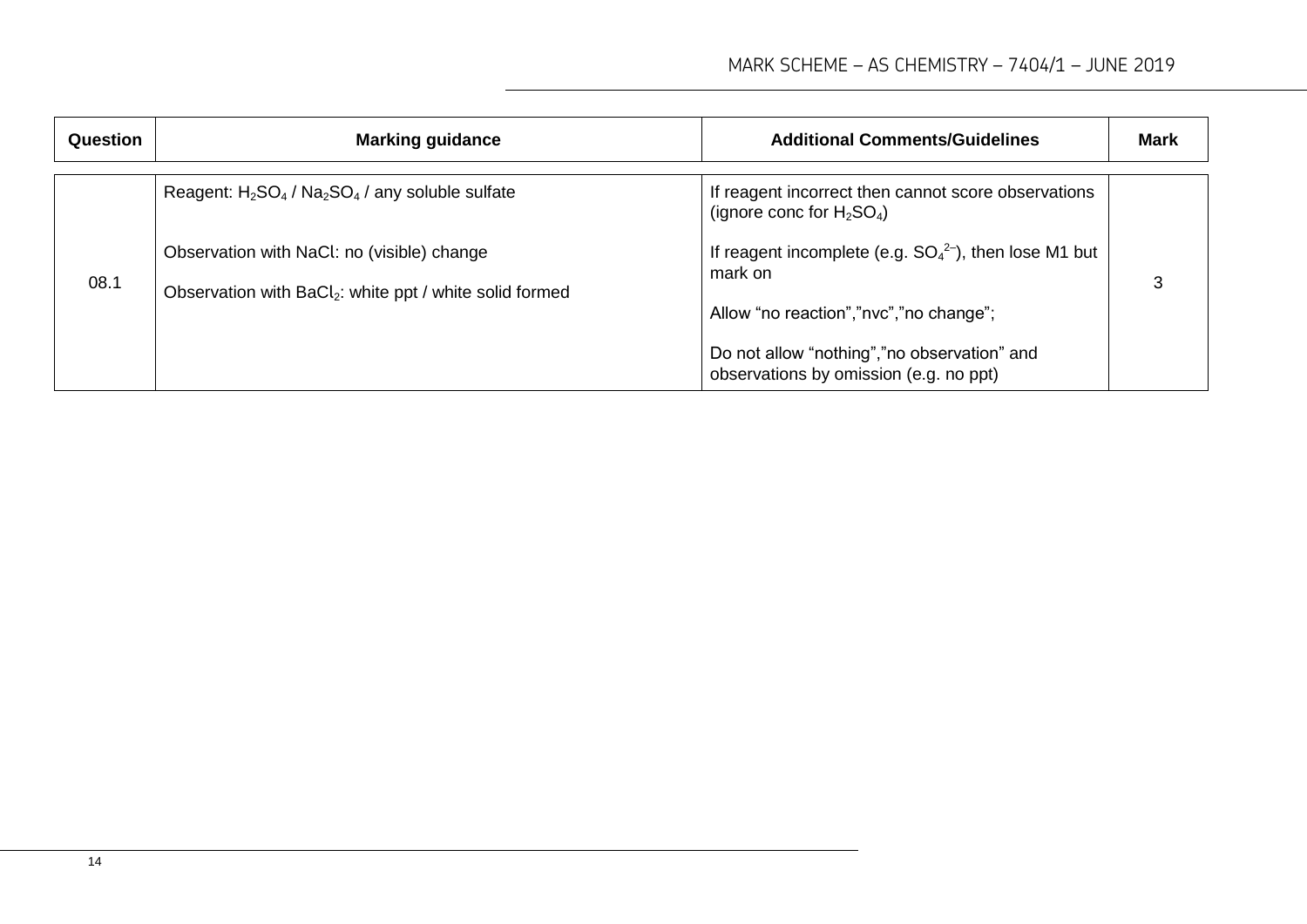| Question | Marking guidance | Additional Comments/Guidelines | Mark |
| --- | --- | --- | --- |
| 08.1 | Reagent: $H_2SO_4$ / $Na_2SO_4$ / any soluble sulfate<br><br>Observation with NaCl: no (visible) change<br><br>Observation with $BaCl_2$: white ppt / white solid formed | If reagent incorrect then cannot score observations (ignore conc for $H_2SO_4$)<br><br>If reagent incomplete (e.g. $SO_4^{2-}$), then lose M1 but mark on<br><br>Allow "no reaction","nvc","no change";<br><br>Do not allow "nothing","no observation" and observations by omission (e.g. no ppt) | 3 |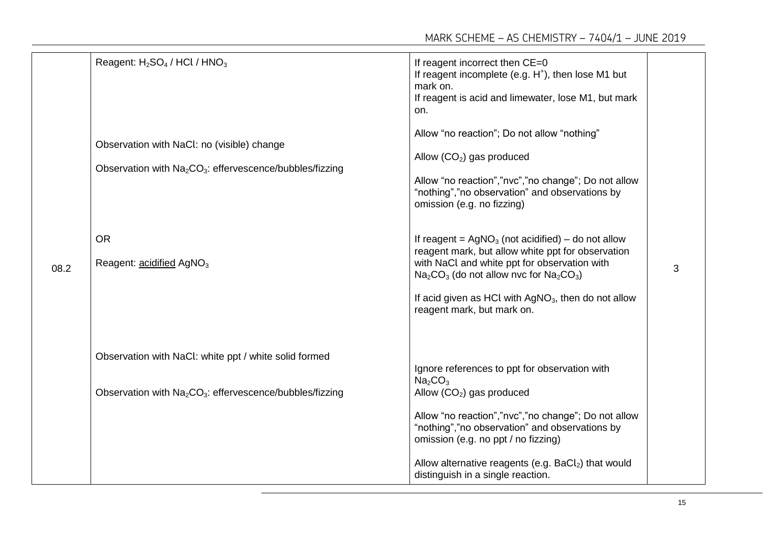| Question | Answers | Additional Comments/Guidelines | Mark |
|---|---|---|---|
| 08.2 | Reagent: $H_2SO_4$ / $HCl$ / $HNO_3$ | If reagent incorrect then CE=0<br>If reagent incomplete (e.g. $H^+$), then lose M1 but mark on.<br>If reagent is acid and limewater, lose M1, but mark on. | 3 |
| | Observation with NaCl: no (visible) change | Allow "no reaction"; Do not allow "nothing" | |
| | Observation with $Na_2CO_3$: effervescence/bubbles/fizzing | Allow ($CO_2$) gas produced<br><br>Allow "no reaction","nvc","no change"; Do not allow "nothing","no observation" and observations by omission (e.g. no fizzing) | |
| | OR<br><br>Reagent: acidified $AgNO_3$ | If reagent = $AgNO_3$ (not acidified) – do not allow reagent mark, but allow white ppt for observation with NaCl and white ppt for observation with $Na_2CO_3$ (do not allow nvc for $Na_2CO_3$)<br><br>If acid given as HCl with $AgNO_3$, then do not allow reagent mark, but mark on. | |
| | Observation with NaCl: white ppt / white solid formed | | |
| | Observation with $Na_2CO_3$: effervescence/bubbles/fizzing | Ignore references to ppt for observation with $Na_2CO_3$<br>Allow ($CO_2$) gas produced<br><br>Allow "no reaction","nvc","no change"; Do not allow "nothing","no observation" and observations by omission (e.g. no ppt / no fizzing)<br><br>Allow alternative reagents (e.g. $BaCl_2$) that would distinguish in a single reaction. | |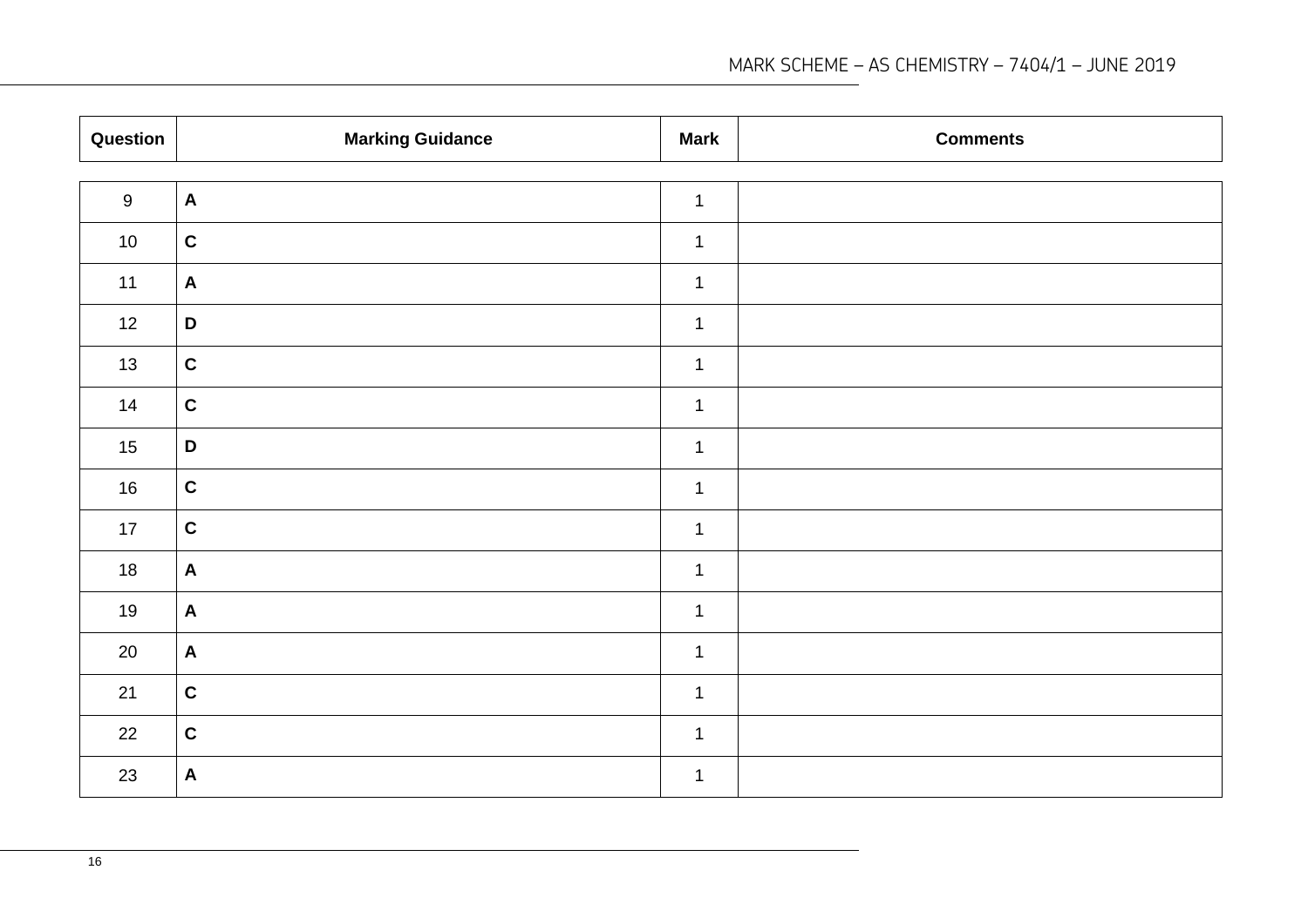| Question | Marking Guidance | Mark | Comments |
|---|---|---|---|
| 9 | **A** | 1 | |
| 10 | **C** | 1 | |
| 11 | **A** | 1 | |
| 12 | **D** | 1 | |
| 13 | **C** | 1 | |
| 14 | **C** | 1 | |
| 15 | **D** | 1 | |
| 16 | **C** | 1 | |
| 17 | **C** | 1 | |
| 18 | **A** | 1 | |
| 19 | **A** | 1 | |
| 20 | **A** | 1 | |
| 21 | **C** | 1 | |
| 22 | **C** | 1 | |
| 23 | **A** | 1 | |